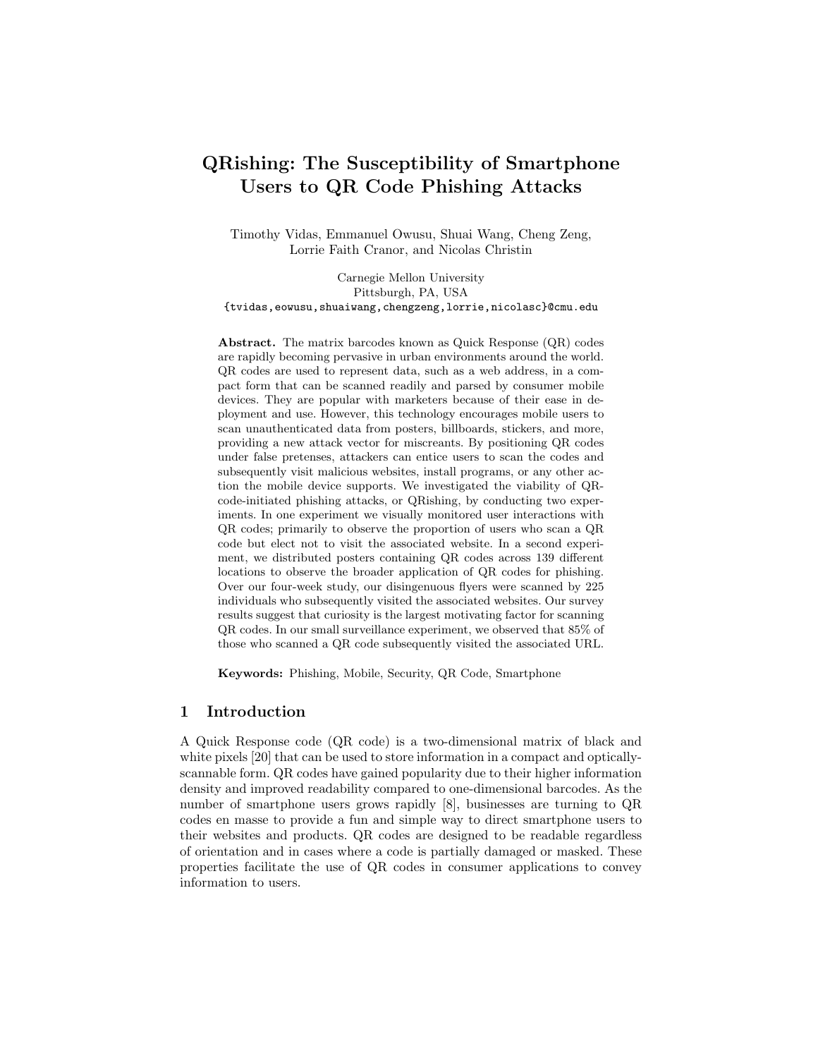# QRishing: The Susceptibility of Smartphone Users to QR Code Phishing Attacks

Timothy Vidas, Emmanuel Owusu, Shuai Wang, Cheng Zeng, Lorrie Faith Cranor, and Nicolas Christin

Carnegie Mellon University
Pittsburgh, PA, USA
{tvidas,eowusu,shuaiwang,chengzeng,lorrie,nicolasc}@cmu.edu

**Abstract.** The matrix barcodes known as Quick Response (QR) codes are rapidly becoming pervasive in urban environments around the world. QR codes are used to represent data, such as a web address, in a compact form that can be scanned readily and parsed by consumer mobile devices. They are popular with marketers because of their ease in deployment and use. However, this technology encourages mobile users to scan unauthenticated data from posters, billboards, stickers, and more, providing a new attack vector for miscreants. By positioning QR codes under false pretenses, attackers can entice users to scan the codes and subsequently visit malicious websites, install programs, or any other action the mobile device supports. We investigated the viability of QR-code-initiated phishing attacks, or QRishing, by conducting two experiments. In one experiment we visually monitored user interactions with QR codes; primarily to observe the proportion of users who scan a QR code but elect not to visit the associated website. In a second experiment, we distributed posters containing QR codes across 139 different locations to observe the broader application of QR codes for phishing. Over our four-week study, our disingenuous flyers were scanned by 225 individuals who subsequently visited the associated websites. Our survey results suggest that curiosity is the largest motivating factor for scanning QR codes. In our small surveillance experiment, we observed that 85% of those who scanned a QR code subsequently visited the associated URL.

**Keywords:** Phishing, Mobile, Security, QR Code, Smartphone

## 1 Introduction

A Quick Response code (QR code) is a two-dimensional matrix of black and white pixels [20] that can be used to store information in a compact and optically-scannable form. QR codes have gained popularity due to their higher information density and improved readability compared to one-dimensional barcodes. As the number of smartphone users grows rapidly [8], businesses are turning to QR codes en masse to provide a fun and simple way to direct smartphone users to their websites and products. QR codes are designed to be readable regardless of orientation and in cases where a code is partially damaged or masked. These properties facilitate the use of QR codes in consumer applications to convey information to users.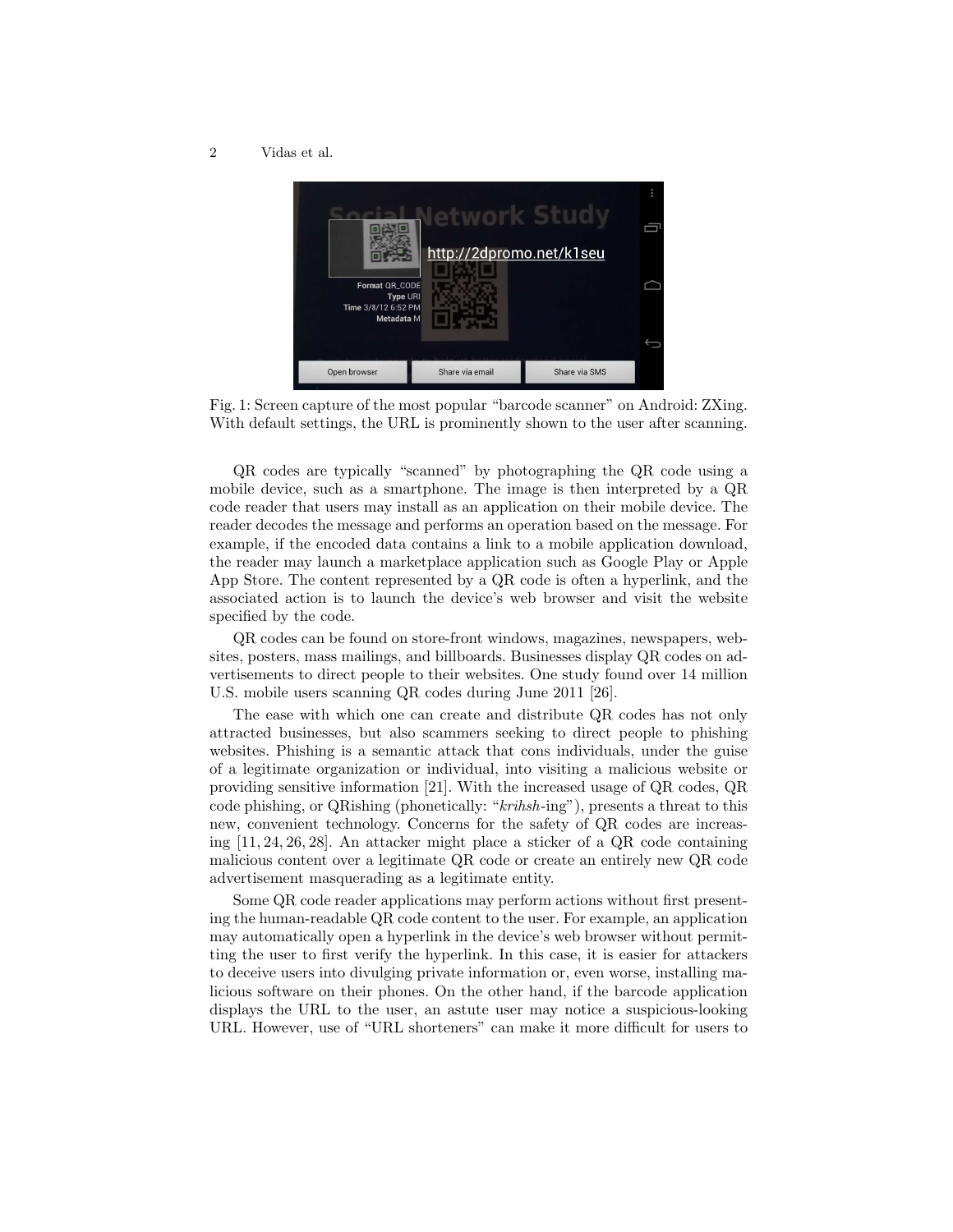Fig. 1: Screen capture of the most popular "barcode scanner" on Android: ZXing. With default settings, the URL is prominently shown to the user after scanning.

QR codes are typically "scanned" by photographing the QR code using a mobile device, such as a smartphone. The image is then interpreted by a QR code reader that users may install as an application on their mobile device. The reader decodes the message and performs an operation based on the message. For example, if the encoded data contains a link to a mobile application download, the reader may launch a marketplace application such as Google Play or Apple App Store. The content represented by a QR code is often a hyperlink, and the associated action is to launch the device's web browser and visit the website specified by the code.

QR codes can be found on store-front windows, magazines, newspapers, websites, posters, mass mailings, and billboards. Businesses display QR codes on advertisements to direct people to their websites. One study found over 14 million U.S. mobile users scanning QR codes during June 2011 [26].

The ease with which one can create and distribute QR codes has not only attracted businesses, but also scammers seeking to direct people to phishing websites. Phishing is a semantic attack that cons individuals, under the guise of a legitimate organization or individual, into visiting a malicious website or providing sensitive information [21]. With the increased usage of QR codes, QR code phishing, or QRishing (phonetically: "*krihsh*-ing"), presents a threat to this new, convenient technology. Concerns for the safety of QR codes are increasing [11, 24, 26, 28]. An attacker might place a sticker of a QR code containing malicious content over a legitimate QR code or create an entirely new QR code advertisement masquerading as a legitimate entity.

Some QR code reader applications may perform actions without first presenting the human-readable QR code content to the user. For example, an application may automatically open a hyperlink in the device's web browser without permitting the user to first verify the hyperlink. In this case, it is easier for attackers to deceive users into divulging private information or, even worse, installing malicious software on their phones. On the other hand, if the barcode application displays the URL to the user, an astute user may notice a suspicious-looking URL. However, use of "URL shorteners" can make it more difficult for users to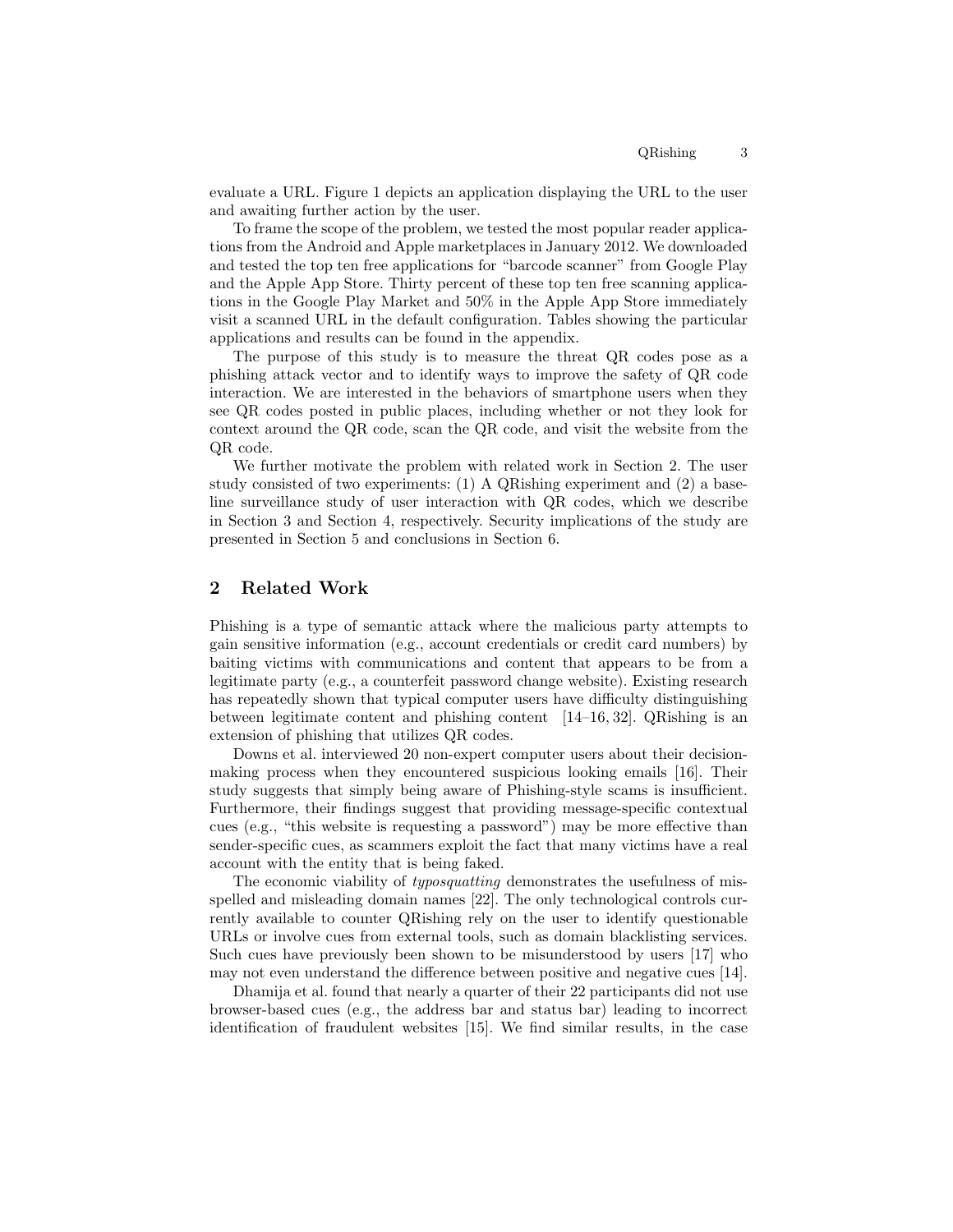evaluate a URL. Figure 1 depicts an application displaying the URL to the user and awaiting further action by the user.

To frame the scope of the problem, we tested the most popular reader applications from the Android and Apple marketplaces in January 2012. We downloaded and tested the top ten free applications for "barcode scanner" from Google Play and the Apple App Store. Thirty percent of these top ten free scanning applications in the Google Play Market and 50% in the Apple App Store immediately visit a scanned URL in the default configuration. Tables showing the particular applications and results can be found in the appendix.

The purpose of this study is to measure the threat QR codes pose as a phishing attack vector and to identify ways to improve the safety of QR code interaction. We are interested in the behaviors of smartphone users when they see QR codes posted in public places, including whether or not they look for context around the QR code, scan the QR code, and visit the website from the QR code.

We further motivate the problem with related work in Section 2. The user study consisted of two experiments: (1) A QRishing experiment and (2) a baseline surveillance study of user interaction with QR codes, which we describe in Section 3 and Section 4, respectively. Security implications of the study are presented in Section 5 and conclusions in Section 6.

## 2 Related Work

Phishing is a type of semantic attack where the malicious party attempts to gain sensitive information (e.g., account credentials or credit card numbers) by baiting victims with communications and content that appears to be from a legitimate party (e.g., a counterfeit password change website). Existing research has repeatedly shown that typical computer users have difficulty distinguishing between legitimate content and phishing content [14–16, 32]. QRishing is an extension of phishing that utilizes QR codes.

Downs et al. interviewed 20 non-expert computer users about their decision-making process when they encountered suspicious looking emails [16]. Their study suggests that simply being aware of Phishing-style scams is insufficient. Furthermore, their findings suggest that providing message-specific contextual cues (e.g., "this website is requesting a password") may be more effective than sender-specific cues, as scammers exploit the fact that many victims have a real account with the entity that is being faked.

The economic viability of *typosquatting* demonstrates the usefulness of misspelled and misleading domain names [22]. The only technological controls currently available to counter QRishing rely on the user to identify questionable URLs or involve cues from external tools, such as domain blacklisting services. Such cues have previously been shown to be misunderstood by users [17] who may not even understand the difference between positive and negative cues [14].

Dhamija et al. found that nearly a quarter of their 22 participants did not use browser-based cues (e.g., the address bar and status bar) leading to incorrect identification of fraudulent websites [15]. We find similar results, in the case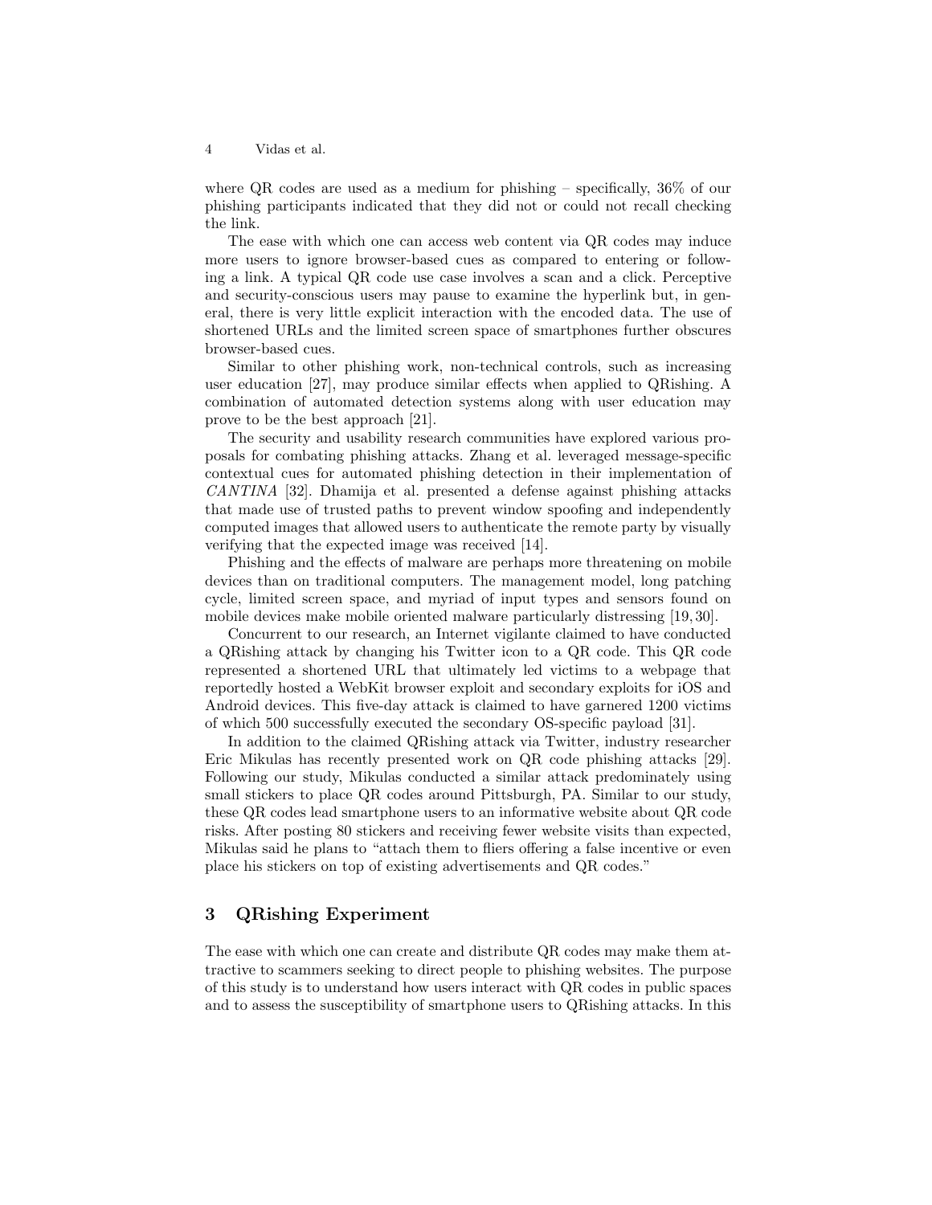where QR codes are used as a medium for phishing – specifically, 36% of our phishing participants indicated that they did not or could not recall checking the link.

The ease with which one can access web content via QR codes may induce more users to ignore browser-based cues as compared to entering or following a link. A typical QR code use case involves a scan and a click. Perceptive and security-conscious users may pause to examine the hyperlink but, in general, there is very little explicit interaction with the encoded data. The use of shortened URLs and the limited screen space of smartphones further obscures browser-based cues.

Similar to other phishing work, non-technical controls, such as increasing user education [27], may produce similar effects when applied to QRishing. A combination of automated detection systems along with user education may prove to be the best approach [21].

The security and usability research communities have explored various proposals for combating phishing attacks. Zhang et al. leveraged message-specific contextual cues for automated phishing detection in their implementation of *CANTINA* [32]. Dhamija et al. presented a defense against phishing attacks that made use of trusted paths to prevent window spoofing and independently computed images that allowed users to authenticate the remote party by visually verifying that the expected image was received [14].

Phishing and the effects of malware are perhaps more threatening on mobile devices than on traditional computers. The management model, long patching cycle, limited screen space, and myriad of input types and sensors found on mobile devices make mobile oriented malware particularly distressing [19, 30].

Concurrent to our research, an Internet vigilante claimed to have conducted a QRishing attack by changing his Twitter icon to a QR code. This QR code represented a shortened URL that ultimately led victims to a webpage that reportedly hosted a WebKit browser exploit and secondary exploits for iOS and Android devices. This five-day attack is claimed to have garnered 1200 victims of which 500 successfully executed the secondary OS-specific payload [31].

In addition to the claimed QRishing attack via Twitter, industry researcher Eric Mikulas has recently presented work on QR code phishing attacks [29]. Following our study, Mikulas conducted a similar attack predominately using small stickers to place QR codes around Pittsburgh, PA. Similar to our study, these QR codes lead smartphone users to an informative website about QR code risks. After posting 80 stickers and receiving fewer website visits than expected, Mikulas said he plans to "attach them to fliers offering a false incentive or even place his stickers on top of existing advertisements and QR codes."

## 3 QRishing Experiment

The ease with which one can create and distribute QR codes may make them attractive to scammers seeking to direct people to phishing websites. The purpose of this study is to understand how users interact with QR codes in public spaces and to assess the susceptibility of smartphone users to QRishing attacks. In this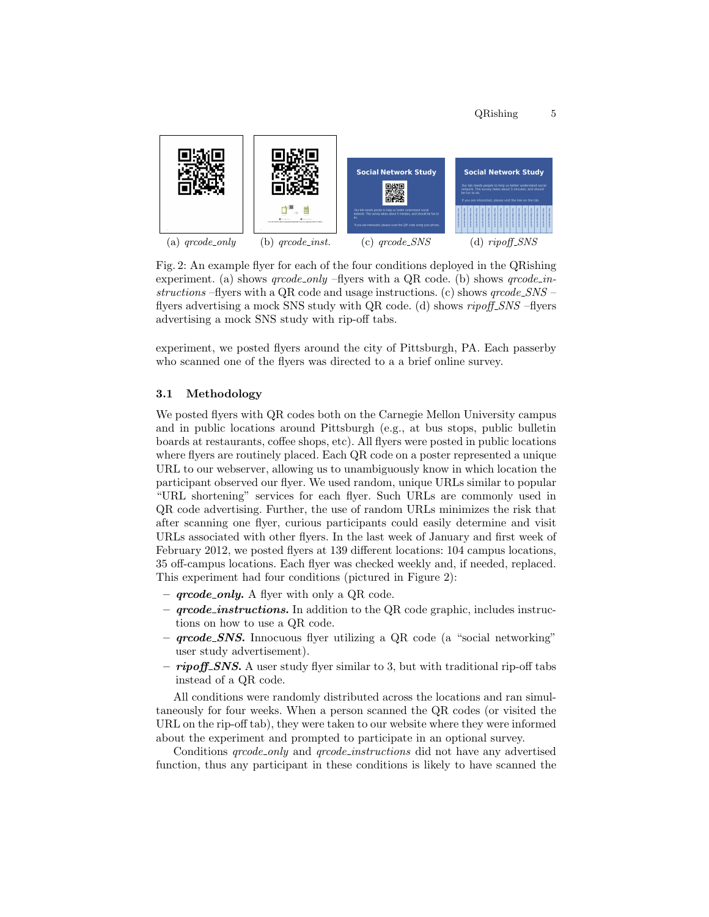(a) *qrcode_only* (b) *qrcode_inst.* (c) *qrcode_SNS* (d) *ripoff_SNS*

Fig. 2: An example flyer for each of the four conditions deployed in the QRishing experiment. (a) shows *qrcode_only* –flyers with a QR code. (b) shows *qrcode_instructions* –flyers with a QR code and usage instructions. (c) shows *qrcode_SNS* –flyers advertising a mock SNS study with QR code. (d) shows *ripoff_SNS* –flyers advertising a mock SNS study with rip-off tabs.

experiment, we posted flyers around the city of Pittsburgh, PA. Each passerby who scanned one of the flyers was directed to a a brief online survey.

### 3.1 Methodology

We posted flyers with QR codes both on the Carnegie Mellon University campus and in public locations around Pittsburgh (e.g., at bus stops, public bulletin boards at restaurants, coffee shops, etc). All flyers were posted in public locations where flyers are routinely placed. Each QR code on a poster represented a unique URL to our webserver, allowing us to unambiguously know in which location the participant observed our flyer. We used random, unique URLs similar to popular "URL shortening" services for each flyer. Such URLs are commonly used in QR code advertising. Further, the use of random URLs minimizes the risk that after scanning one flyer, curious participants could easily determine and visit URLs associated with other flyers. In the last week of January and first week of February 2012, we posted flyers at 139 different locations: 104 campus locations, 35 off-campus locations. Each flyer was checked weekly and, if needed, replaced. This experiment had four conditions (pictured in Figure 2):

- ***qrcode_only.*** A flyer with only a QR code.
- ***qrcode_instructions.*** In addition to the QR code graphic, includes instructions on how to use a QR code.
- ***qrcode_SNS.*** Innocuous flyer utilizing a QR code (a "social networking" user study advertisement).
- ***ripoff_SNS.*** A user study flyer similar to 3, but with traditional rip-off tabs instead of a QR code.

All conditions were randomly distributed across the locations and ran simultaneously for four weeks. When a person scanned the QR codes (or visited the URL on the rip-off tab), they were taken to our website where they were informed about the experiment and prompted to participate in an optional survey.

Conditions *qrcode_only* and *qrcode_instructions* did not have any advertised function, thus any participant in these conditions is likely to have scanned the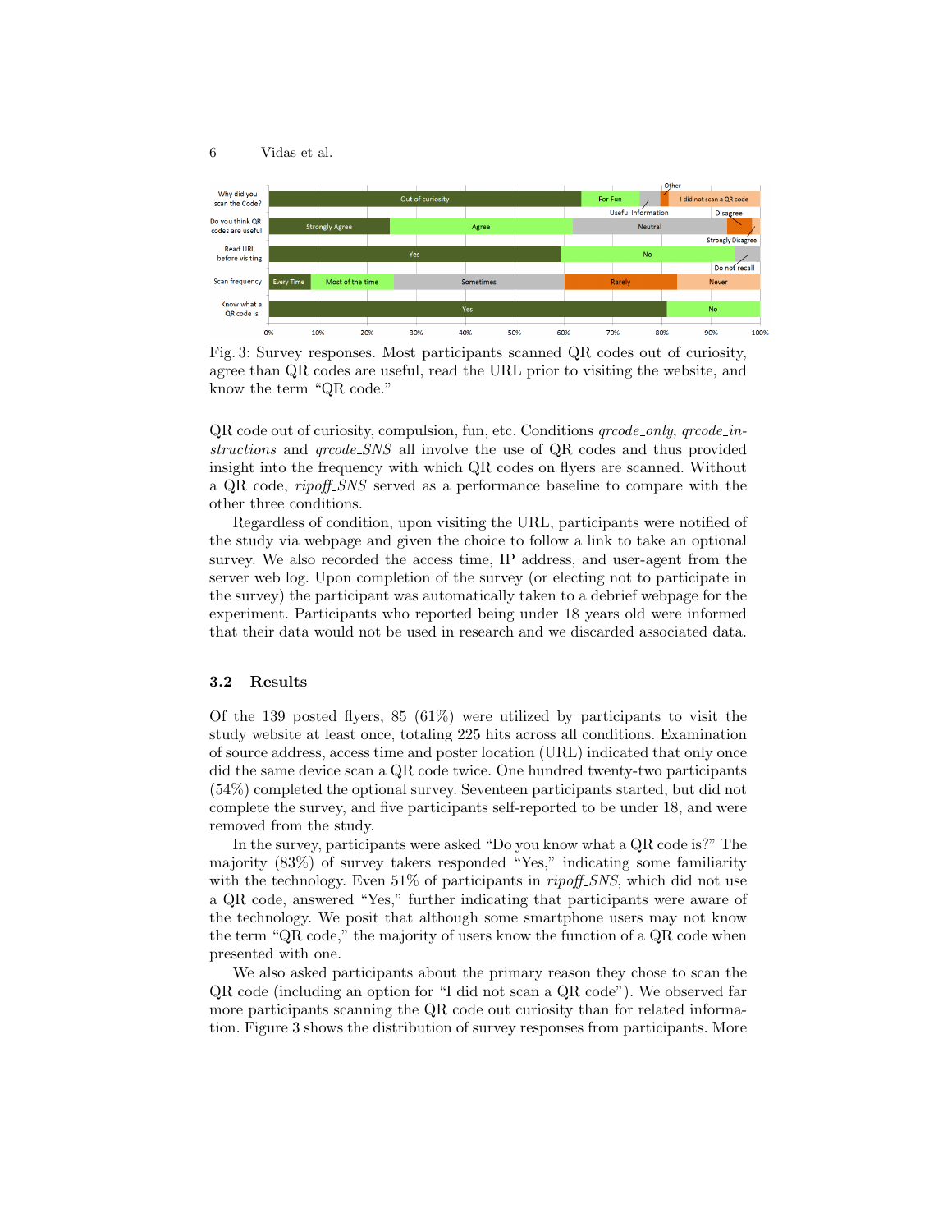Fig. 3: Survey responses. Most participants scanned QR codes out of curiosity, agree than QR codes are useful, read the URL prior to visiting the website, and know the term "QR code."

QR code out of curiosity, compulsion, fun, etc. Conditions *qrcode_only*, *qrcode_instructions* and *qrcode_SNS* all involve the use of QR codes and thus provided insight into the frequency with which QR codes on flyers are scanned. Without a QR code, *ripoff_SNS* served as a performance baseline to compare with the other three conditions.

Regardless of condition, upon visiting the URL, participants were notified of the study via webpage and given the choice to follow a link to take an optional survey. We also recorded the access time, IP address, and user-agent from the server web log. Upon completion of the survey (or electing not to participate in the survey) the participant was automatically taken to a debrief webpage for the experiment. Participants who reported being under 18 years old were informed that their data would not be used in research and we discarded associated data.

### 3.2 Results

Of the 139 posted flyers, 85 (61%) were utilized by participants to visit the study website at least once, totaling 225 hits across all conditions. Examination of source address, access time and poster location (URL) indicated that only once did the same device scan a QR code twice. One hundred twenty-two participants (54%) completed the optional survey. Seventeen participants started, but did not complete the survey, and five participants self-reported to be under 18, and were removed from the study.

In the survey, participants were asked "Do you know what a QR code is?" The majority (83%) of survey takers responded "Yes," indicating some familiarity with the technology. Even 51% of participants in *ripoff_SNS*, which did not use a QR code, answered "Yes," further indicating that participants were aware of the technology. We posit that although some smartphone users may not know the term "QR code," the majority of users know the function of a QR code when presented with one.

We also asked participants about the primary reason they chose to scan the QR code (including an option for "I did not scan a QR code"). We observed far more participants scanning the QR code out curiosity than for related information. Figure 3 shows the distribution of survey responses from participants. More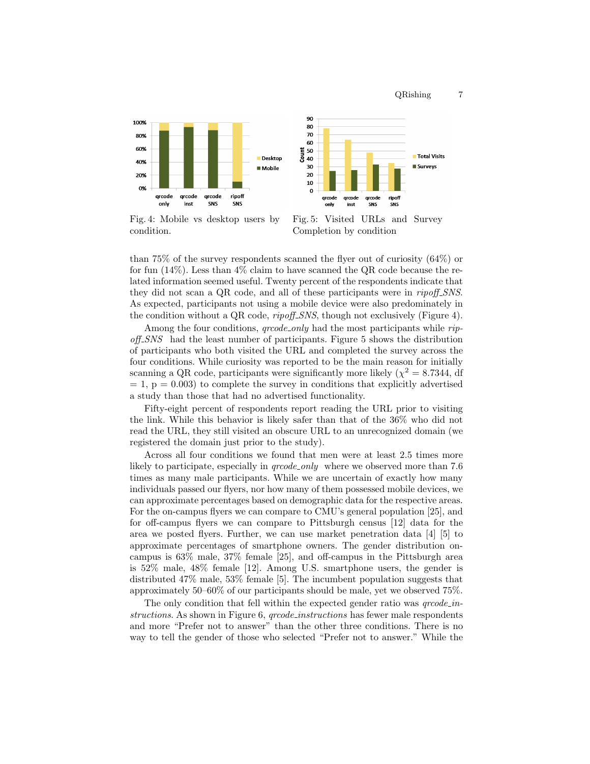Fig. 4: Mobile vs desktop users by condition.

Fig. 5: Visited URLs and Survey Completion by condition

than 75% of the survey respondents scanned the flyer out of curiosity (64%) or for fun (14%). Less than 4% claim to have scanned the QR code because the related information seemed useful. Twenty percent of the respondents indicate that they did not scan a QR code, and all of these participants were in *ripoff_SNS*. As expected, participants not using a mobile device were also predominately in the condition without a QR code, *ripoff_SNS*, though not exclusively (Figure 4).

Among the four conditions, *qrcode_only* had the most participants while *ripoff_SNS* had the least number of participants. Figure 5 shows the distribution of participants who both visited the URL and completed the survey across the four conditions. While curiosity was reported to be the main reason for initially scanning a QR code, participants were significantly more likely ($\chi^2 = 8.7344$, df $= 1$, $p = 0.003$) to complete the survey in conditions that explicitly advertised a study than those that had no advertised functionality.

Fifty-eight percent of respondents report reading the URL prior to visiting the link. While this behavior is likely safer than that of the 36% who did not read the URL, they still visited an obscure URL to an unrecognized domain (we registered the domain just prior to the study).

Across all four conditions we found that men were at least 2.5 times more likely to participate, especially in *qrcode_only* where we observed more than 7.6 times as many male participants. While we are uncertain of exactly how many individuals passed our flyers, nor how many of them possessed mobile devices, we can approximate percentages based on demographic data for the respective areas. For the on-campus flyers we can compare to CMU's general population [25], and for off-campus flyers we can compare to Pittsburgh census [12] data for the area we posted flyers. Further, we can use market penetration data [4] [5] to approximate percentages of smartphone owners. The gender distribution on-campus is 63% male, 37% female [25], and off-campus in the Pittsburgh area is 52% male, 48% female [12]. Among U.S. smartphone users, the gender is distributed 47% male, 53% female [5]. The incumbent population suggests that approximately 50–60% of our participants should be male, yet we observed 75%.

The only condition that fell within the expected gender ratio was *qrcode_instructions*. As shown in Figure 6, *qrcode_instructions* has fewer male respondents and more "Prefer not to answer" than the other three conditions. There is no way to tell the gender of those who selected "Prefer not to answer." While the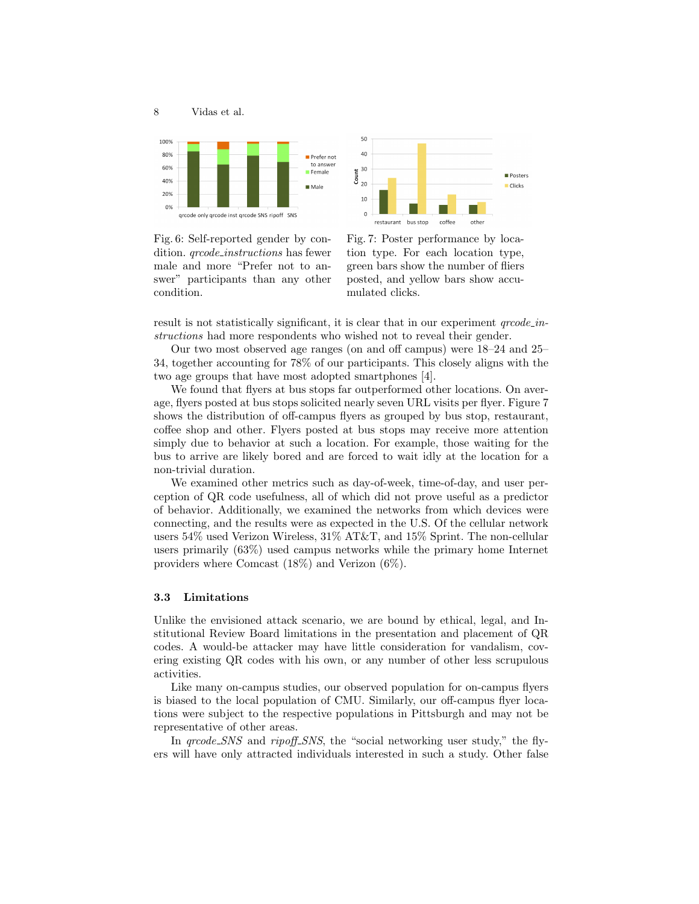Fig. 6: Self-reported gender by condition. *qrcode_instructions* has fewer male and more "Prefer not to answer" participants than any other condition.

Fig. 7: Poster performance by location type. For each location type, green bars show the number of fliers posted, and yellow bars show accumulated clicks.

result is not statistically significant, it is clear that in our experiment *qrcode_instructions* had more respondents who wished not to reveal their gender.

Our two most observed age ranges (on and off campus) were 18–24 and 25–34, together accounting for 78% of our participants. This closely aligns with the two age groups that have most adopted smartphones [4].

We found that flyers at bus stops far outperformed other locations. On average, flyers posted at bus stops solicited nearly seven URL visits per flyer. Figure 7 shows the distribution of off-campus flyers as grouped by bus stop, restaurant, coffee shop and other. Flyers posted at bus stops may receive more attention simply due to behavior at such a location. For example, those waiting for the bus to arrive are likely bored and are forced to wait idly at the location for a non-trivial duration.

We examined other metrics such as day-of-week, time-of-day, and user perception of QR code usefulness, all of which did not prove useful as a predictor of behavior. Additionally, we examined the networks from which devices were connecting, and the results were as expected in the U.S. Of the cellular network users 54% used Verizon Wireless, 31% AT&T, and 15% Sprint. The non-cellular users primarily (63%) used campus networks while the primary home Internet providers where Comcast (18%) and Verizon (6%).

### 3.3 Limitations

Unlike the envisioned attack scenario, we are bound by ethical, legal, and Institutional Review Board limitations in the presentation and placement of QR codes. A would-be attacker may have little consideration for vandalism, covering existing QR codes with his own, or any number of other less scrupulous activities.

Like many on-campus studies, our observed population for on-campus flyers is biased to the local population of CMU. Similarly, our off-campus flyer locations were subject to the respective populations in Pittsburgh and may not be representative of other areas.

In *qrcode_SNS* and *ripoff_SNS*, the "social networking user study," the flyers will have only attracted individuals interested in such a study. Other false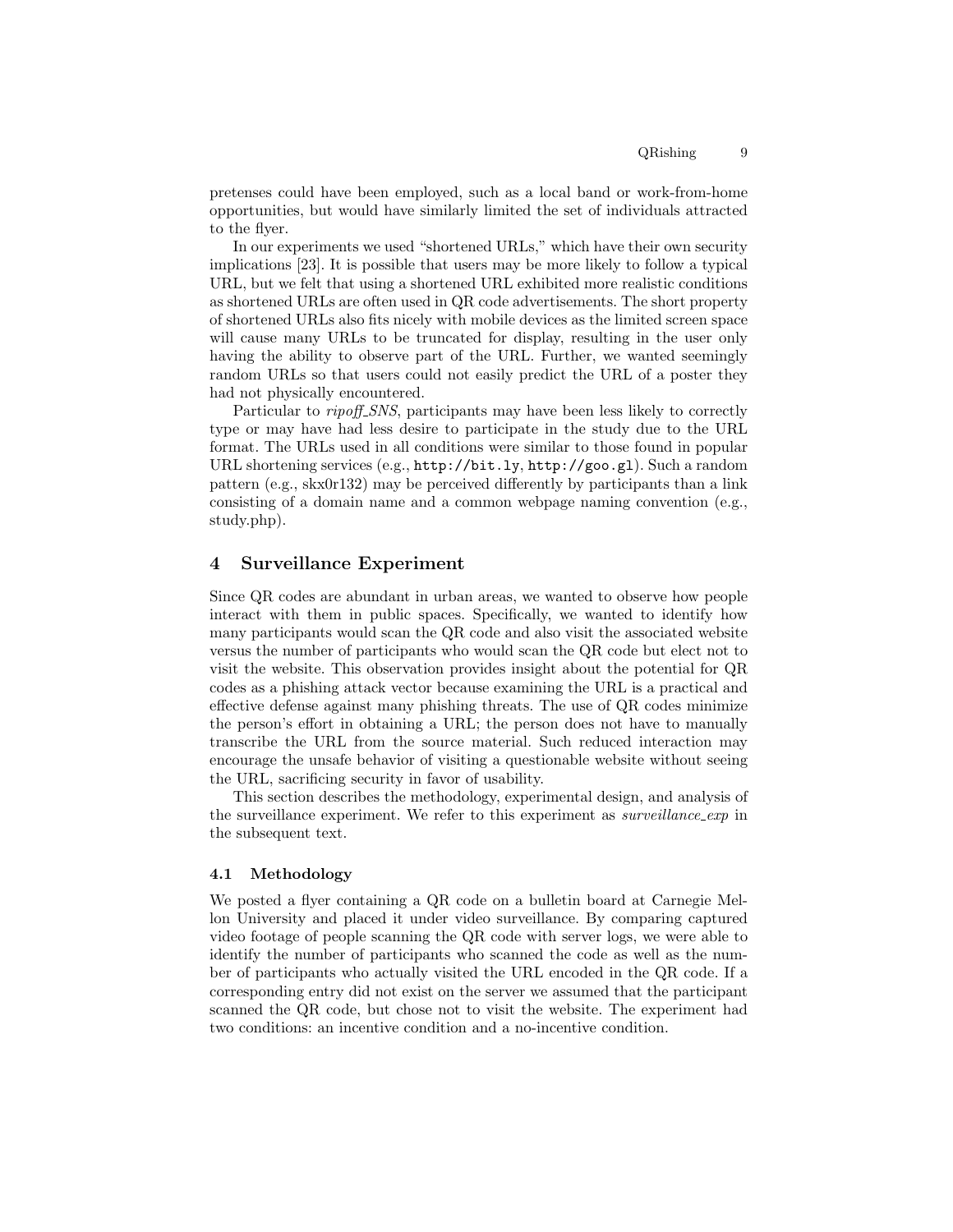pretenses could have been employed, such as a local band or work-from-home opportunities, but would have similarly limited the set of individuals attracted to the flyer.

In our experiments we used "shortened URLs," which have their own security implications [23]. It is possible that users may be more likely to follow a typical URL, but we felt that using a shortened URL exhibited more realistic conditions as shortened URLs are often used in QR code advertisements. The short property of shortened URLs also fits nicely with mobile devices as the limited screen space will cause many URLs to be truncated for display, resulting in the user only having the ability to observe part of the URL. Further, we wanted seemingly random URLs so that users could not easily predict the URL of a poster they had not physically encountered.

Particular to *ripoff_SNS*, participants may have been less likely to correctly type or may have had less desire to participate in the study due to the URL format. The URLs used in all conditions were similar to those found in popular URL shortening services (e.g., `http://bit.ly`, `http://goo.gl`). Such a random pattern (e.g., skx0r132) may be perceived differently by participants than a link consisting of a domain name and a common webpage naming convention (e.g., study.php).

## 4 Surveillance Experiment

Since QR codes are abundant in urban areas, we wanted to observe how people interact with them in public spaces. Specifically, we wanted to identify how many participants would scan the QR code and also visit the associated website versus the number of participants who would scan the QR code but elect not to visit the website. This observation provides insight about the potential for QR codes as a phishing attack vector because examining the URL is a practical and effective defense against many phishing threats. The use of QR codes minimize the person's effort in obtaining a URL; the person does not have to manually transcribe the URL from the source material. Such reduced interaction may encourage the unsafe behavior of visiting a questionable website without seeing the URL, sacrificing security in favor of usability.

This section describes the methodology, experimental design, and analysis of the surveillance experiment. We refer to this experiment as *surveillance_exp* in the subsequent text.

### 4.1 Methodology

We posted a flyer containing a QR code on a bulletin board at Carnegie Mellon University and placed it under video surveillance. By comparing captured video footage of people scanning the QR code with server logs, we were able to identify the number of participants who scanned the code as well as the number of participants who actually visited the URL encoded in the QR code. If a corresponding entry did not exist on the server we assumed that the participant scanned the QR code, but chose not to visit the website. The experiment had two conditions: an incentive condition and a no-incentive condition.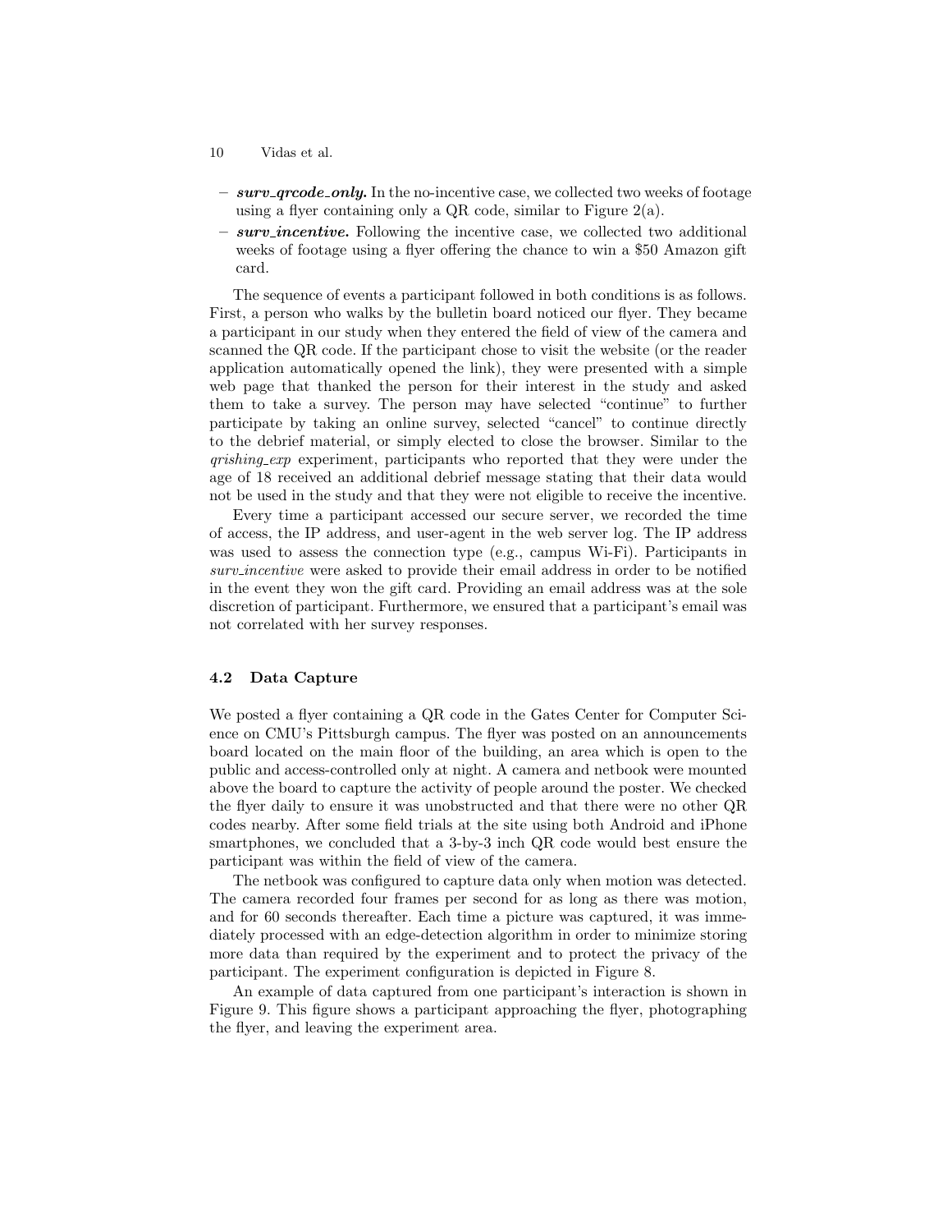- ***surv_qrcode_only.*** In the no-incentive case, we collected two weeks of footage using a flyer containing only a QR code, similar to Figure 2(a).
- ***surv_incentive.*** Following the incentive case, we collected two additional weeks of footage using a flyer offering the chance to win a $50 Amazon gift card.

The sequence of events a participant followed in both conditions is as follows. First, a person who walks by the bulletin board noticed our flyer. They became a participant in our study when they entered the field of view of the camera and scanned the QR code. If the participant chose to visit the website (or the reader application automatically opened the link), they were presented with a simple web page that thanked the person for their interest in the study and asked them to take a survey. The person may have selected "continue" to further participate by taking an online survey, selected "cancel" to continue directly to the debrief material, or simply elected to close the browser. Similar to the *qrishing_exp* experiment, participants who reported that they were under the age of 18 received an additional debrief message stating that their data would not be used in the study and that they were not eligible to receive the incentive.

Every time a participant accessed our secure server, we recorded the time of access, the IP address, and user-agent in the web server log. The IP address was used to assess the connection type (e.g., campus Wi-Fi). Participants in *surv_incentive* were asked to provide their email address in order to be notified in the event they won the gift card. Providing an email address was at the sole discretion of participant. Furthermore, we ensured that a participant's email was not correlated with her survey responses.

### 4.2 Data Capture

We posted a flyer containing a QR code in the Gates Center for Computer Science on CMU's Pittsburgh campus. The flyer was posted on an announcements board located on the main floor of the building, an area which is open to the public and access-controlled only at night. A camera and netbook were mounted above the board to capture the activity of people around the poster. We checked the flyer daily to ensure it was unobstructed and that there were no other QR codes nearby. After some field trials at the site using both Android and iPhone smartphones, we concluded that a 3-by-3 inch QR code would best ensure the participant was within the field of view of the camera.

The netbook was configured to capture data only when motion was detected. The camera recorded four frames per second for as long as there was motion, and for 60 seconds thereafter. Each time a picture was captured, it was immediately processed with an edge-detection algorithm in order to minimize storing more data than required by the experiment and to protect the privacy of the participant. The experiment configuration is depicted in Figure 8.

An example of data captured from one participant's interaction is shown in Figure 9. This figure shows a participant approaching the flyer, photographing the flyer, and leaving the experiment area.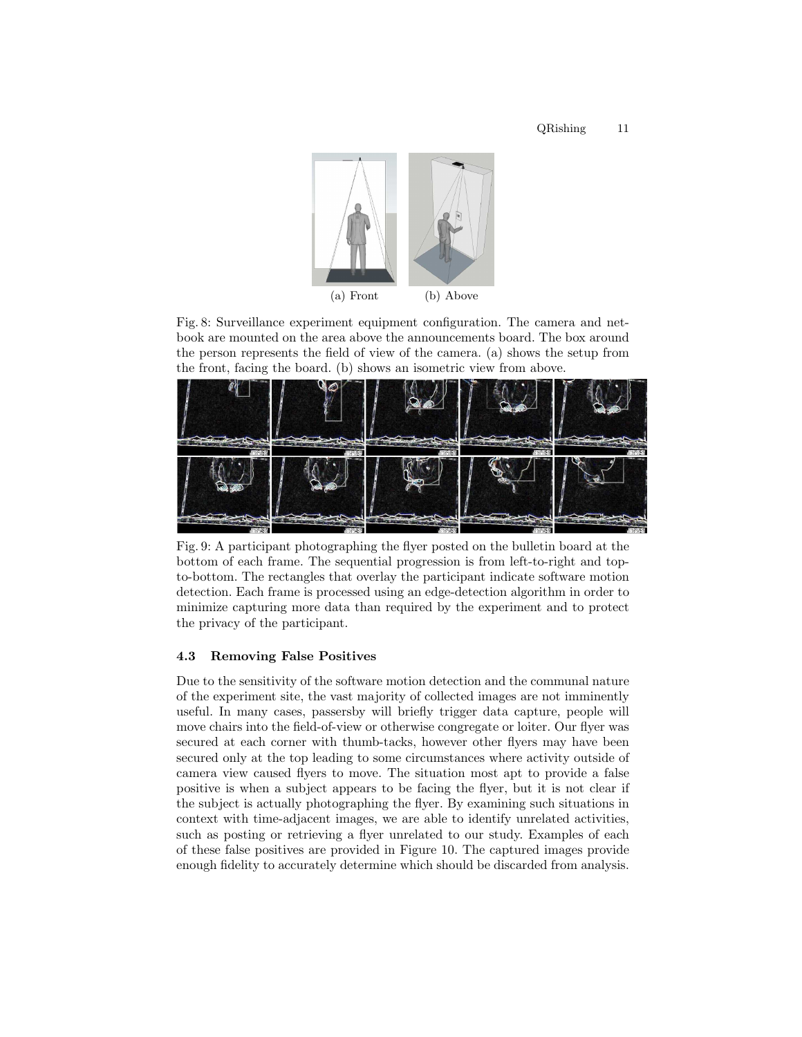(a) Front (b) Above

Fig. 8: Surveillance experiment equipment configuration. The camera and netbook are mounted on the area above the announcements board. The box around the person represents the field of view of the camera. (a) shows the setup from the front, facing the board. (b) shows an isometric view from above.

Fig. 9: A participant photographing the flyer posted on the bulletin board at the bottom of each frame. The sequential progression is from left-to-right and top-to-bottom. The rectangles that overlay the participant indicate software motion detection. Each frame is processed using an edge-detection algorithm in order to minimize capturing more data than required by the experiment and to protect the privacy of the participant.

### 4.3 Removing False Positives

Due to the sensitivity of the software motion detection and the communal nature of the experiment site, the vast majority of collected images are not imminently useful. In many cases, passersby will briefly trigger data capture, people will move chairs into the field-of-view or otherwise congregate or loiter. Our flyer was secured at each corner with thumb-tacks, however other flyers may have been secured only at the top leading to some circumstances where activity outside of camera view caused flyers to move. The situation most apt to provide a false positive is when a subject appears to be facing the flyer, but it is not clear if the subject is actually photographing the flyer. By examining such situations in context with time-adjacent images, we are able to identify unrelated activities, such as posting or retrieving a flyer unrelated to our study. Examples of each of these false positives are provided in Figure 10. The captured images provide enough fidelity to accurately determine which should be discarded from analysis.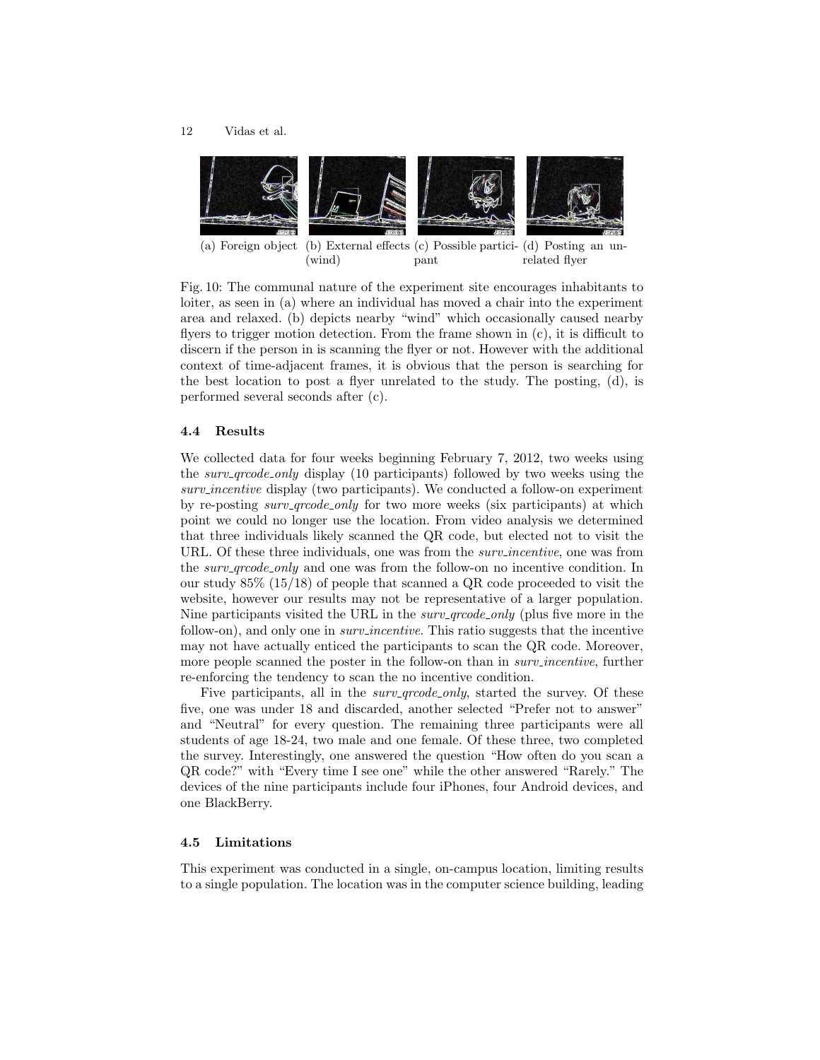(a) Foreign object (b) External effects (wind) (c) Possible participant (d) Posting an unrelated flyer

Fig. 10: The communal nature of the experiment site encourages inhabitants to loiter, as seen in (a) where an individual has moved a chair into the experiment area and relaxed. (b) depicts nearby "wind" which occasionally caused nearby flyers to trigger motion detection. From the frame shown in (c), it is difficult to discern if the person in is scanning the flyer or not. However with the additional context of time-adjacent frames, it is obvious that the person is searching for the best location to post a flyer unrelated to the study. The posting, (d), is performed several seconds after (c).

### 4.4 Results

We collected data for four weeks beginning February 7, 2012, two weeks using the *surv_qrcode_only* display (10 participants) followed by two weeks using the *surv_incentive* display (two participants). We conducted a follow-on experiment by re-posting *surv_qrcode_only* for two more weeks (six participants) at which point we could no longer use the location. From video analysis we determined that three individuals likely scanned the QR code, but elected not to visit the URL. Of these three individuals, one was from the *surv_incentive*, one was from the *surv_qrcode_only* and one was from the follow-on no incentive condition. In our study 85% (15/18) of people that scanned a QR code proceeded to visit the website, however our results may not be representative of a larger population. Nine participants visited the URL in the *surv_qrcode_only* (plus five more in the follow-on), and only one in *surv_incentive*. This ratio suggests that the incentive may not have actually enticed the participants to scan the QR code. Moreover, more people scanned the poster in the follow-on than in *surv_incentive*, further re-enforcing the tendency to scan the no incentive condition.

Five participants, all in the *surv_qrcode_only*, started the survey. Of these five, one was under 18 and discarded, another selected "Prefer not to answer" and "Neutral" for every question. The remaining three participants were all students of age 18-24, two male and one female. Of these three, two completed the survey. Interestingly, one answered the question "How often do you scan a QR code?" with "Every time I see one" while the other answered "Rarely." The devices of the nine participants include four iPhones, four Android devices, and one BlackBerry.

### 4.5 Limitations

This experiment was conducted in a single, on-campus location, limiting results to a single population. The location was in the computer science building, leading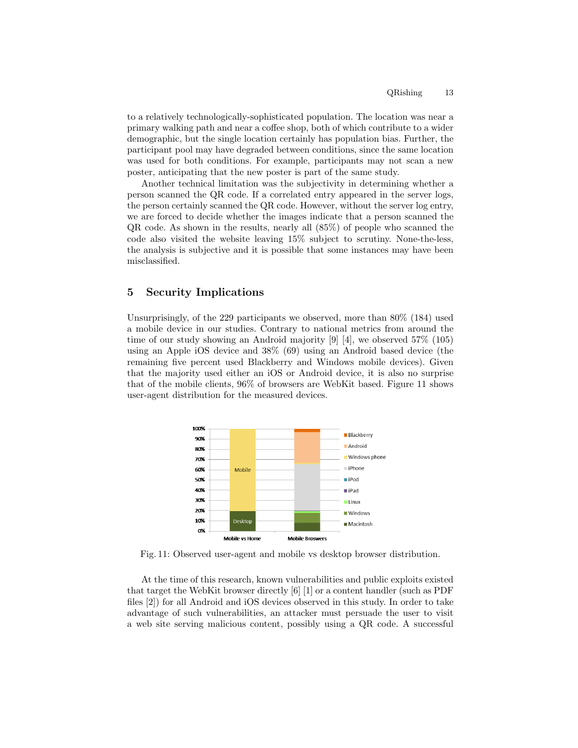to a relatively technologically-sophisticated population. The location was near a primary walking path and near a coffee shop, both of which contribute to a wider demographic, but the single location certainly has population bias. Further, the participant pool may have degraded between conditions, since the same location was used for both conditions. For example, participants may not scan a new poster, anticipating that the new poster is part of the same study.

Another technical limitation was the subjectivity in determining whether a person scanned the QR code. If a correlated entry appeared in the server logs, the person certainly scanned the QR code. However, without the server log entry, we are forced to decide whether the images indicate that a person scanned the QR code. As shown in the results, nearly all (85%) of people who scanned the code also visited the website leaving 15% subject to scrutiny. None-the-less, the analysis is subjective and it is possible that some instances may have been misclassified.

## 5 Security Implications

Unsurprisingly, of the 229 participants we observed, more than 80% (184) used a mobile device in our studies. Contrary to national metrics from around the time of our study showing an Android majority [9] [4], we observed 57% (105) using an Apple iOS device and 38% (69) using an Android based device (the remaining five percent used Blackberry and Windows mobile devices). Given that the majority used either an iOS or Android device, it is also no surprise that of the mobile clients, 96% of browsers are WebKit based. Figure 11 shows user-agent distribution for the measured devices.

Fig. 11: Observed user-agent and mobile vs desktop browser distribution.

At the time of this research, known vulnerabilities and public exploits existed that target the WebKit browser directly [6] [1] or a content handler (such as PDF files [2]) for all Android and iOS devices observed in this study. In order to take advantage of such vulnerabilities, an attacker must persuade the user to visit a web site serving malicious content, possibly using a QR code. A successful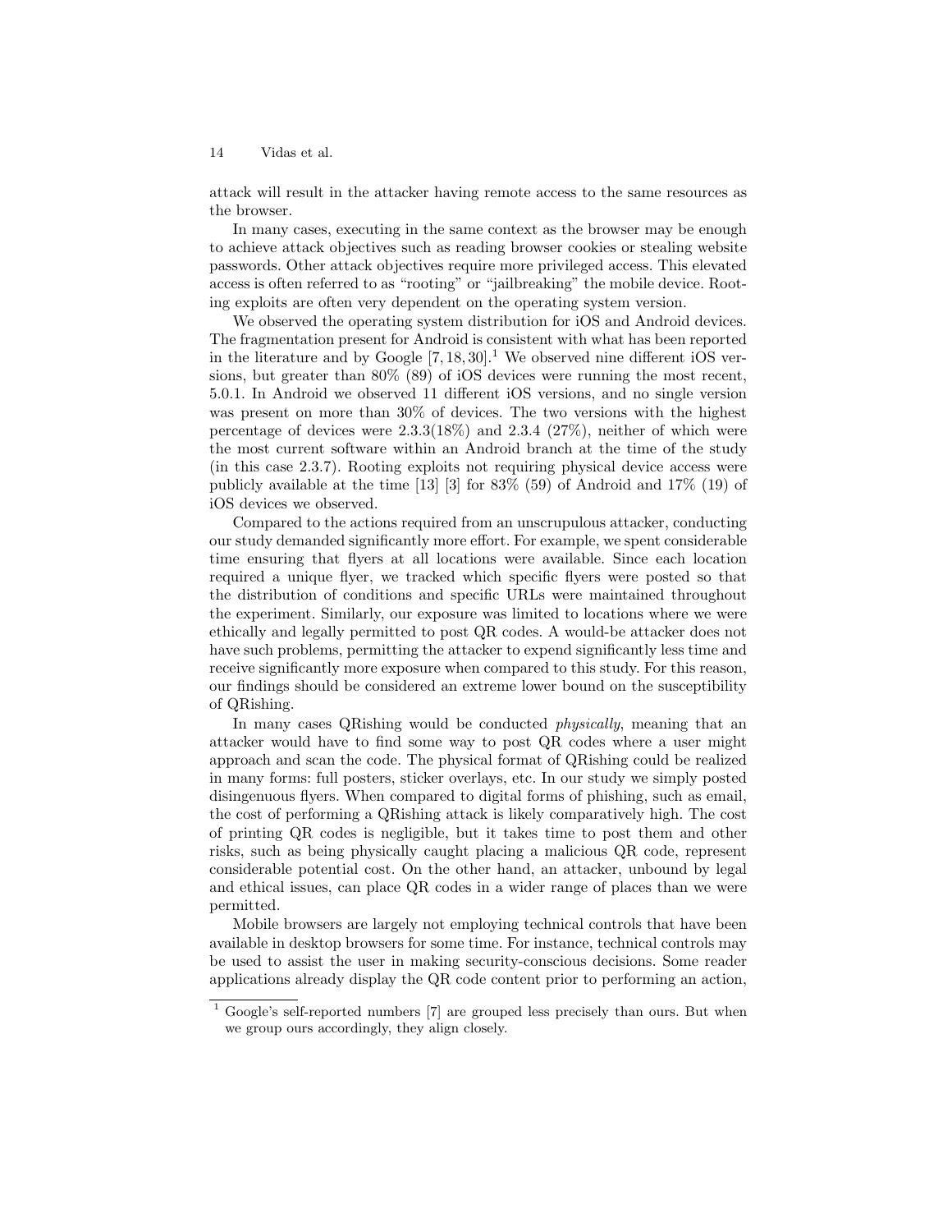attack will result in the attacker having remote access to the same resources as the browser.

In many cases, executing in the same context as the browser may be enough to achieve attack objectives such as reading browser cookies or stealing website passwords. Other attack objectives require more privileged access. This elevated access is often referred to as "rooting" or "jailbreaking" the mobile device. Rooting exploits are often very dependent on the operating system version.

We observed the operating system distribution for iOS and Android devices. The fragmentation present for Android is consistent with what has been reported in the literature and by Google [7, 18, 30].[1] We observed nine different iOS versions, but greater than 80% (89) of iOS devices were running the most recent, 5.0.1. In Android we observed 11 different iOS versions, and no single version was present on more than 30% of devices. The two versions with the highest percentage of devices were 2.3.3(18%) and 2.3.4 (27%), neither of which were the most current software within an Android branch at the time of the study (in this case 2.3.7). Rooting exploits not requiring physical device access were publicly available at the time [13] [3] for 83% (59) of Android and 17% (19) of iOS devices we observed.

Compared to the actions required from an unscrupulous attacker, conducting our study demanded significantly more effort. For example, we spent considerable time ensuring that flyers at all locations were available. Since each location required a unique flyer, we tracked which specific flyers were posted so that the distribution of conditions and specific URLs were maintained throughout the experiment. Similarly, our exposure was limited to locations where we were ethically and legally permitted to post QR codes. A would-be attacker does not have such problems, permitting the attacker to expend significantly less time and receive significantly more exposure when compared to this study. For this reason, our findings should be considered an extreme lower bound on the susceptibility of QRishing.

In many cases QRishing would be conducted *physically*, meaning that an attacker would have to find some way to post QR codes where a user might approach and scan the code. The physical format of QRishing could be realized in many forms: full posters, sticker overlays, etc. In our study we simply posted disingenuous flyers. When compared to digital forms of phishing, such as email, the cost of performing a QRishing attack is likely comparatively high. The cost of printing QR codes is negligible, but it takes time to post them and other risks, such as being physically caught placing a malicious QR code, represent considerable potential cost. On the other hand, an attacker, unbound by legal and ethical issues, can place QR codes in a wider range of places than we were permitted.

Mobile browsers are largely not employing technical controls that have been available in desktop browsers for some time. For instance, technical controls may be used to assist the user in making security-conscious decisions. Some reader applications already display the QR code content prior to performing an action,

[1] Google's self-reported numbers [7] are grouped less precisely than ours. But when we group ours accordingly, they align closely.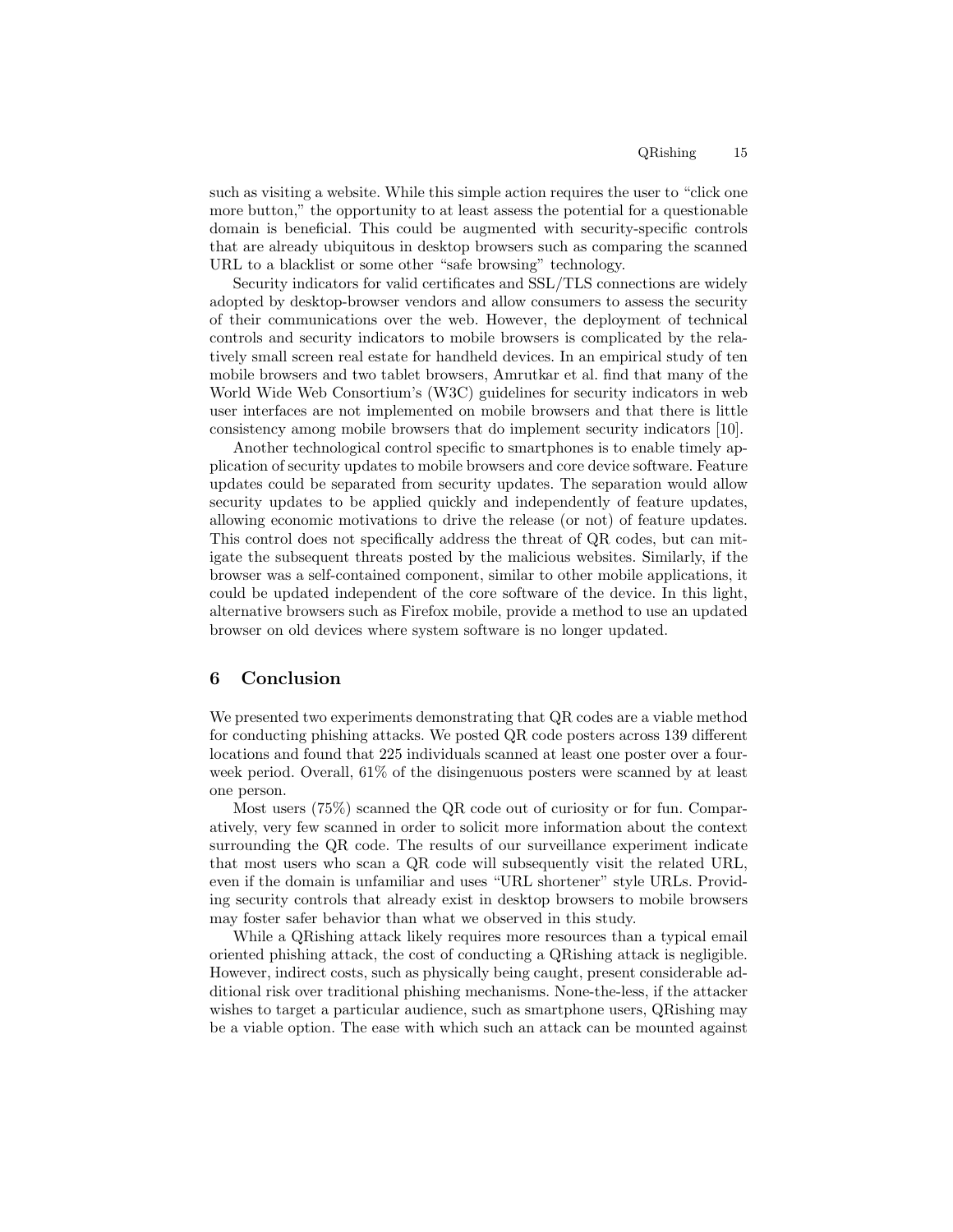such as visiting a website. While this simple action requires the user to "click one more button," the opportunity to at least assess the potential for a questionable domain is beneficial. This could be augmented with security-specific controls that are already ubiquitous in desktop browsers such as comparing the scanned URL to a blacklist or some other "safe browsing" technology.

Security indicators for valid certificates and SSL/TLS connections are widely adopted by desktop-browser vendors and allow consumers to assess the security of their communications over the web. However, the deployment of technical controls and security indicators to mobile browsers is complicated by the relatively small screen real estate for handheld devices. In an empirical study of ten mobile browsers and two tablet browsers, Amrutkar et al. find that many of the World Wide Web Consortium's (W3C) guidelines for security indicators in web user interfaces are not implemented on mobile browsers and that there is little consistency among mobile browsers that do implement security indicators [10].

Another technological control specific to smartphones is to enable timely application of security updates to mobile browsers and core device software. Feature updates could be separated from security updates. The separation would allow security updates to be applied quickly and independently of feature updates, allowing economic motivations to drive the release (or not) of feature updates. This control does not specifically address the threat of QR codes, but can mitigate the subsequent threats posted by the malicious websites. Similarly, if the browser was a self-contained component, similar to other mobile applications, it could be updated independent of the core software of the device. In this light, alternative browsers such as Firefox mobile, provide a method to use an updated browser on old devices where system software is no longer updated.

## 6 Conclusion

We presented two experiments demonstrating that QR codes are a viable method for conducting phishing attacks. We posted QR code posters across 139 different locations and found that 225 individuals scanned at least one poster over a four-week period. Overall, 61% of the disingenuous posters were scanned by at least one person.

Most users (75%) scanned the QR code out of curiosity or for fun. Comparatively, very few scanned in order to solicit more information about the context surrounding the QR code. The results of our surveillance experiment indicate that most users who scan a QR code will subsequently visit the related URL, even if the domain is unfamiliar and uses "URL shortener" style URLs. Providing security controls that already exist in desktop browsers to mobile browsers may foster safer behavior than what we observed in this study.

While a QRishing attack likely requires more resources than a typical email oriented phishing attack, the cost of conducting a QRishing attack is negligible. However, indirect costs, such as physically being caught, present considerable additional risk over traditional phishing mechanisms. None-the-less, if the attacker wishes to target a particular audience, such as smartphone users, QRishing may be a viable option. The ease with which such an attack can be mounted against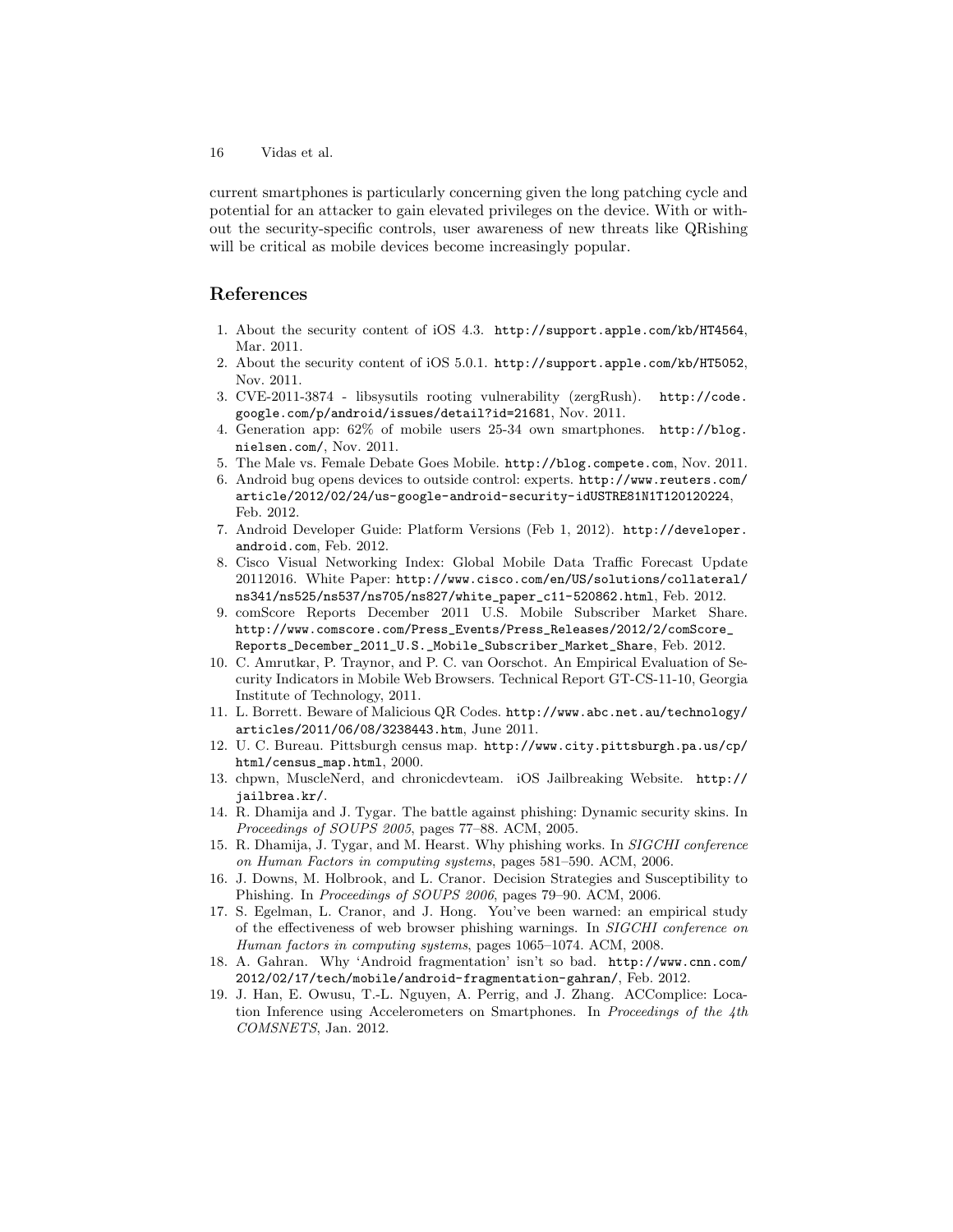current smartphones is particularly concerning given the long patching cycle and potential for an attacker to gain elevated privileges on the device. With or without the security-specific controls, user awareness of new threats like QRishing will be critical as mobile devices become increasingly popular.

## References

1. About the security content of iOS 4.3. http://support.apple.com/kb/HT4564, Mar. 2011.
2. About the security content of iOS 5.0.1. http://support.apple.com/kb/HT5052, Nov. 2011.
3. CVE-2011-3874 - libsysutils rooting vulnerability (zergRush). http://code.google.com/p/android/issues/detail?id=21681, Nov. 2011.
4. Generation app: 62% of mobile users 25-34 own smartphones. http://blog.nielsen.com/, Nov. 2011.
5. The Male vs. Female Debate Goes Mobile. http://blog.compete.com, Nov. 2011.
6. Android bug opens devices to outside control: experts. http://www.reuters.com/article/2012/02/24/us-google-android-security-idUSTRE81N1T120120224, Feb. 2012.
7. Android Developer Guide: Platform Versions (Feb 1, 2012). http://developer.android.com, Feb. 2012.
8. Cisco Visual Networking Index: Global Mobile Data Traffic Forecast Update 20112016. White Paper: http://www.cisco.com/en/US/solutions/collateral/ns341/ns525/ns537/ns705/ns827/white_paper_c11-520862.html, Feb. 2012.
9. comScore Reports December 2011 U.S. Mobile Subscriber Market Share. http://www.comscore.com/Press_Events/Press_Releases/2012/2/comScore_Reports_December_2011_U.S._Mobile_Subscriber_Market_Share, Feb. 2012.
10. C. Amrutkar, P. Traynor, and P. C. van Oorschot. An Empirical Evaluation of Security Indicators in Mobile Web Browsers. Technical Report GT-CS-11-10, Georgia Institute of Technology, 2011.
11. L. Borrett. Beware of Malicious QR Codes. http://www.abc.net.au/technology/articles/2011/06/08/3238443.htm, June 2011.
12. U. C. Bureau. Pittsburgh census map. http://www.city.pittsburgh.pa.us/cp/html/census_map.html, 2000.
13. chpwn, MuscleNerd, and chronicdevteam. iOS Jailbreaking Website. http://jailbrea.kr/.
14. R. Dhamija and J. Tygar. The battle against phishing: Dynamic security skins. In *Proceedings of SOUPS 2005*, pages 77–88. ACM, 2005.
15. R. Dhamija, J. Tygar, and M. Hearst. Why phishing works. In *SIGCHI conference on Human Factors in computing systems*, pages 581–590. ACM, 2006.
16. J. Downs, M. Holbrook, and L. Cranor. Decision Strategies and Susceptibility to Phishing. In *Proceedings of SOUPS 2006*, pages 79–90. ACM, 2006.
17. S. Egelman, L. Cranor, and J. Hong. You've been warned: an empirical study of the effectiveness of web browser phishing warnings. In *SIGCHI conference on Human factors in computing systems*, pages 1065–1074. ACM, 2008.
18. A. Gahran. Why 'Android fragmentation' isn't so bad. http://www.cnn.com/2012/02/17/tech/mobile/android-fragmentation-gahran/, Feb. 2012.
19. J. Han, E. Owusu, T.-L. Nguyen, A. Perrig, and J. Zhang. ACComplice: Location Inference using Accelerometers on Smartphones. In *Proceedings of the 4th COMSNETS*, Jan. 2012.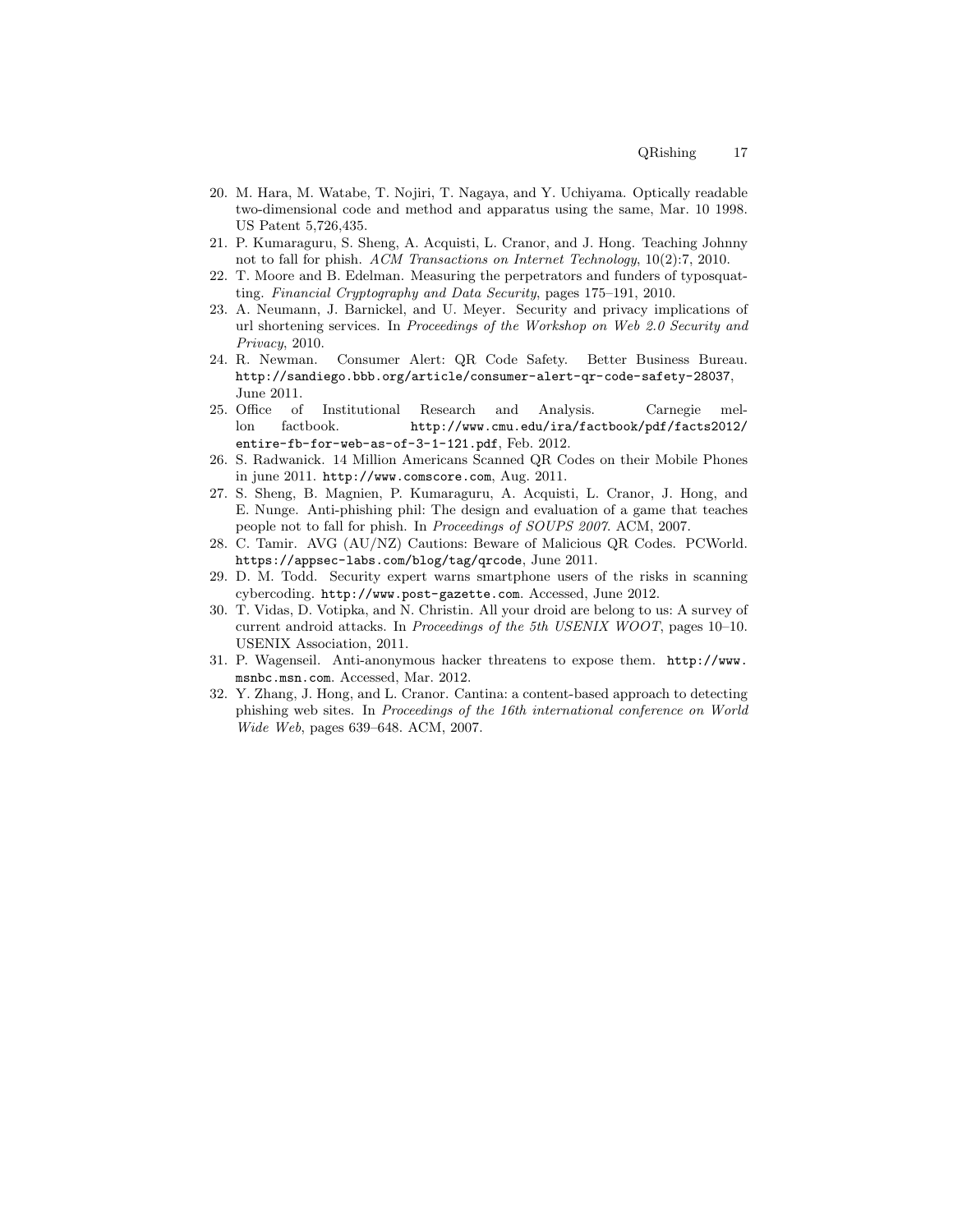20. M. Hara, M. Watabe, T. Nojiri, T. Nagaya, and Y. Uchiyama. Optically readable two-dimensional code and method and apparatus using the same, Mar. 10 1998. US Patent 5,726,435.
21. P. Kumaraguru, S. Sheng, A. Acquisti, L. Cranor, and J. Hong. Teaching Johnny not to fall for phish. *ACM Transactions on Internet Technology*, 10(2):7, 2010.
22. T. Moore and B. Edelman. Measuring the perpetrators and funders of typosquatting. *Financial Cryptography and Data Security*, pages 175–191, 2010.
23. A. Neumann, J. Barnickel, and U. Meyer. Security and privacy implications of url shortening services. In *Proceedings of the Workshop on Web 2.0 Security and Privacy*, 2010.
24. R. Newman. Consumer Alert: QR Code Safety. Better Business Bureau. `http://sandiego.bbb.org/article/consumer-alert-qr-code-safety-28037`, June 2011.
25. Office of Institutional Research and Analysis. Carnegie mellon factbook. `http://www.cmu.edu/ira/factbook/pdf/facts2012/entire-fb-for-web-as-of-3-1-121.pdf`, Feb. 2012.
26. S. Radwanick. 14 Million Americans Scanned QR Codes on their Mobile Phones in june 2011. `http://www.comscore.com`, Aug. 2011.
27. S. Sheng, B. Magnien, P. Kumaraguru, A. Acquisti, L. Cranor, J. Hong, and E. Nunge. Anti-phishing phil: The design and evaluation of a game that teaches people not to fall for phish. In *Proceedings of SOUPS 2007*. ACM, 2007.
28. C. Tamir. AVG (AU/NZ) Cautions: Beware of Malicious QR Codes. PCWorld. `https://appsec-labs.com/blog/tag/qrcode`, June 2011.
29. D. M. Todd. Security expert warns smartphone users of the risks in scanning cybercoding. `http://www.post-gazette.com`. Accessed, June 2012.
30. T. Vidas, D. Votipka, and N. Christin. All your droid are belong to us: A survey of current android attacks. In *Proceedings of the 5th USENIX WOOT*, pages 10–10. USENIX Association, 2011.
31. P. Wagenseil. Anti-anonymous hacker threatens to expose them. `http://www.msnbc.msn.com`. Accessed, Mar. 2012.
32. Y. Zhang, J. Hong, and L. Cranor. Cantina: a content-based approach to detecting phishing web sites. In *Proceedings of the 16th international conference on World Wide Web*, pages 639–648. ACM, 2007.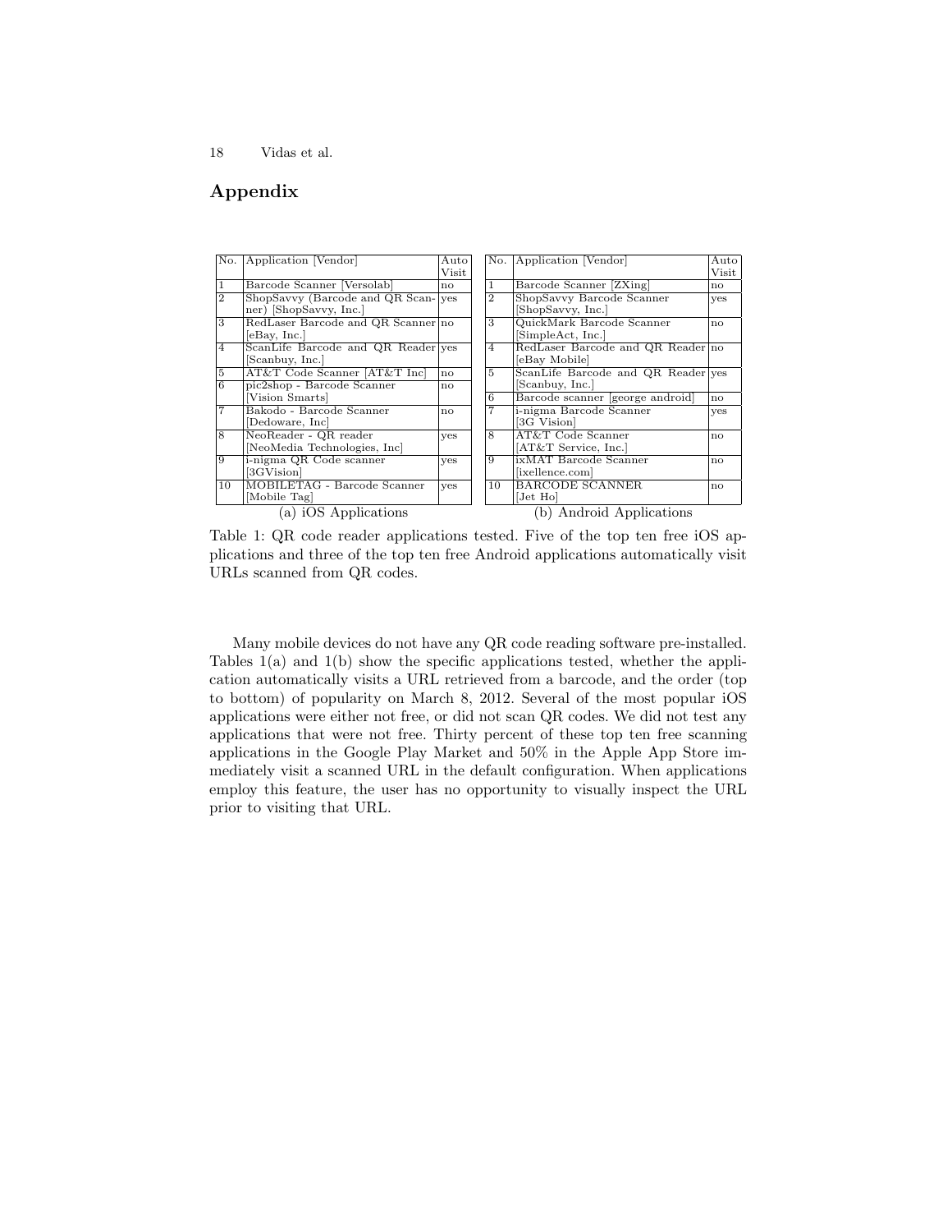## Appendix

| No. | Application [Vendor] | Auto Visit |
|---|---|---|
| 1 | Barcode Scanner [Versolab] | no |
| 2 | ShopSavvy (Barcode and QR Scanner) [ShopSavvy, Inc.] | yes |
| 3 | RedLaser Barcode and QR Scanner [eBay, Inc.] | no |
| 4 | ScanLife Barcode and QR Reader [Scanbuy, Inc.] | yes |
| 5 | AT&T Code Scanner [AT&T Inc] | no |
| 6 | pic2shop - Barcode Scanner [Vision Smarts] | no |
| 7 | Bakodo - Barcode Scanner [Dedoware, Inc] | no |
| 8 | NeoReader - QR reader [NeoMedia Technologies, Inc] | yes |
| 9 | i-nigma QR Code scanner [3GVision] | yes |
| 10 | MOBILETAG - Barcode Scanner [Mobile Tag] | yes |

(a) iOS Applications

| No. | Application [Vendor] | Auto Visit |
|---|---|---|
| 1 | Barcode Scanner [ZXing] | no |
| 2 | ShopSavvy Barcode Scanner [ShopSavvy, Inc.] | yes |
| 3 | QuickMark Barcode Scanner [SimpleAct, Inc.] | no |
| 4 | RedLaser Barcode and QR Reader [eBay Mobile] | no |
| 5 | ScanLife Barcode and QR Reader [Scanbuy, Inc.] | yes |
| 6 | Barcode scanner [george android] | no |
| 7 | i-nigma Barcode Scanner [3G Vision] | yes |
| 8 | AT&T Code Scanner [AT&T Service, Inc.] | no |
| 9 | ixMAT Barcode Scanner [ixellence.com] | no |
| 10 | BARCODE SCANNER [Jet Ho] | no |

(b) Android Applications

Table 1: QR code reader applications tested. Five of the top ten free iOS applications and three of the top ten free Android applications automatically visit URLs scanned from QR codes.

Many mobile devices do not have any QR code reading software pre-installed. Tables 1(a) and 1(b) show the specific applications tested, whether the application automatically visits a URL retrieved from a barcode, and the order (top to bottom) of popularity on March 8, 2012. Several of the most popular iOS applications were either not free, or did not scan QR codes. We did not test any applications that were not free. Thirty percent of these top ten free scanning applications in the Google Play Market and 50% in the Apple App Store immediately visit a scanned URL in the default configuration. When applications employ this feature, the user has no opportunity to visually inspect the URL prior to visiting that URL.